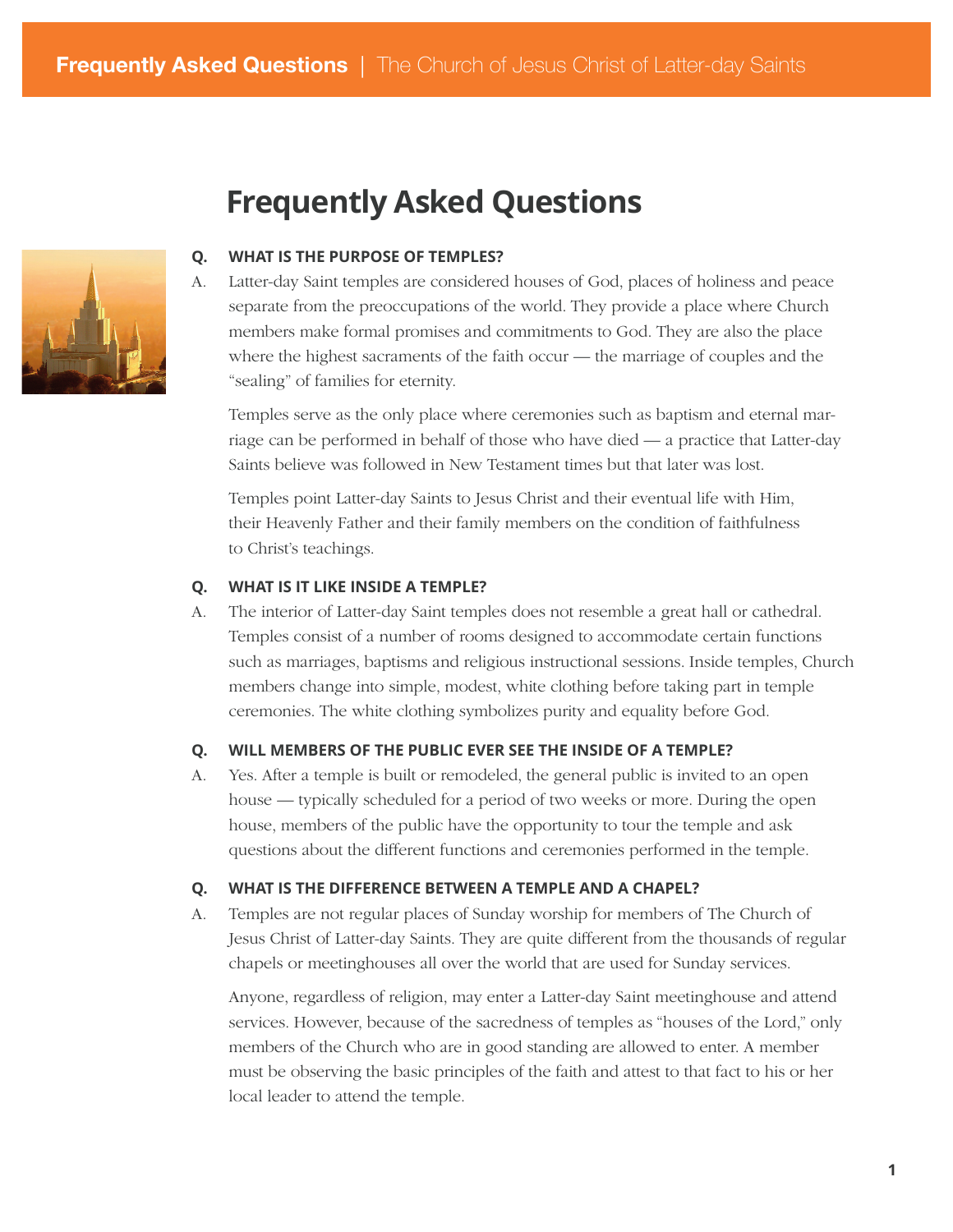# Frequently Asked Questions

**Q. WHAT IS THE PURPOSE OF TEMPLES?**

A. Latter-day Saint temples are considered houses of God, places of holiness and peace separate from the preoccupations of the world. They provide a place where Church members make formal promises and commitments to God. They are also the place where the highest sacraments of the faith occur — the marriage of couples and the "sealing" of families for eternity.

Temples serve as the only place where ceremonies such as baptism and eternal marriage can be performed in behalf of those who have died — a practice that Latter-day Saints believe was followed in New Testament times but that later was lost.

Temples point Latter-day Saints to Jesus Christ and their eventual life with Him, their Heavenly Father and their family members on the condition of faithfulness to Christ's teachings.

**Q. WHAT IS IT LIKE INSIDE A TEMPLE?**

A. The interior of Latter-day Saint temples does not resemble a great hall or cathedral. Temples consist of a number of rooms designed to accommodate certain functions such as marriages, baptisms and religious instructional sessions. Inside temples, Church members change into simple, modest, white clothing before taking part in temple ceremonies. The white clothing symbolizes purity and equality before God.

**Q. WILL MEMBERS OF THE PUBLIC EVER SEE THE INSIDE OF A TEMPLE?**

A. Yes. After a temple is built or remodeled, the general public is invited to an open house — typically scheduled for a period of two weeks or more. During the open house, members of the public have the opportunity to tour the temple and ask questions about the different functions and ceremonies performed in the temple.

**Q. WHAT IS THE DIFFERENCE BETWEEN A TEMPLE AND A CHAPEL?**

A. Temples are not regular places of Sunday worship for members of The Church of Jesus Christ of Latter-day Saints. They are quite different from the thousands of regular chapels or meetinghouses all over the world that are used for Sunday services.

Anyone, regardless of religion, may enter a Latter-day Saint meetinghouse and attend services. However, because of the sacredness of temples as "houses of the Lord," only members of the Church who are in good standing are allowed to enter. A member must be observing the basic principles of the faith and attest to that fact to his or her local leader to attend the temple.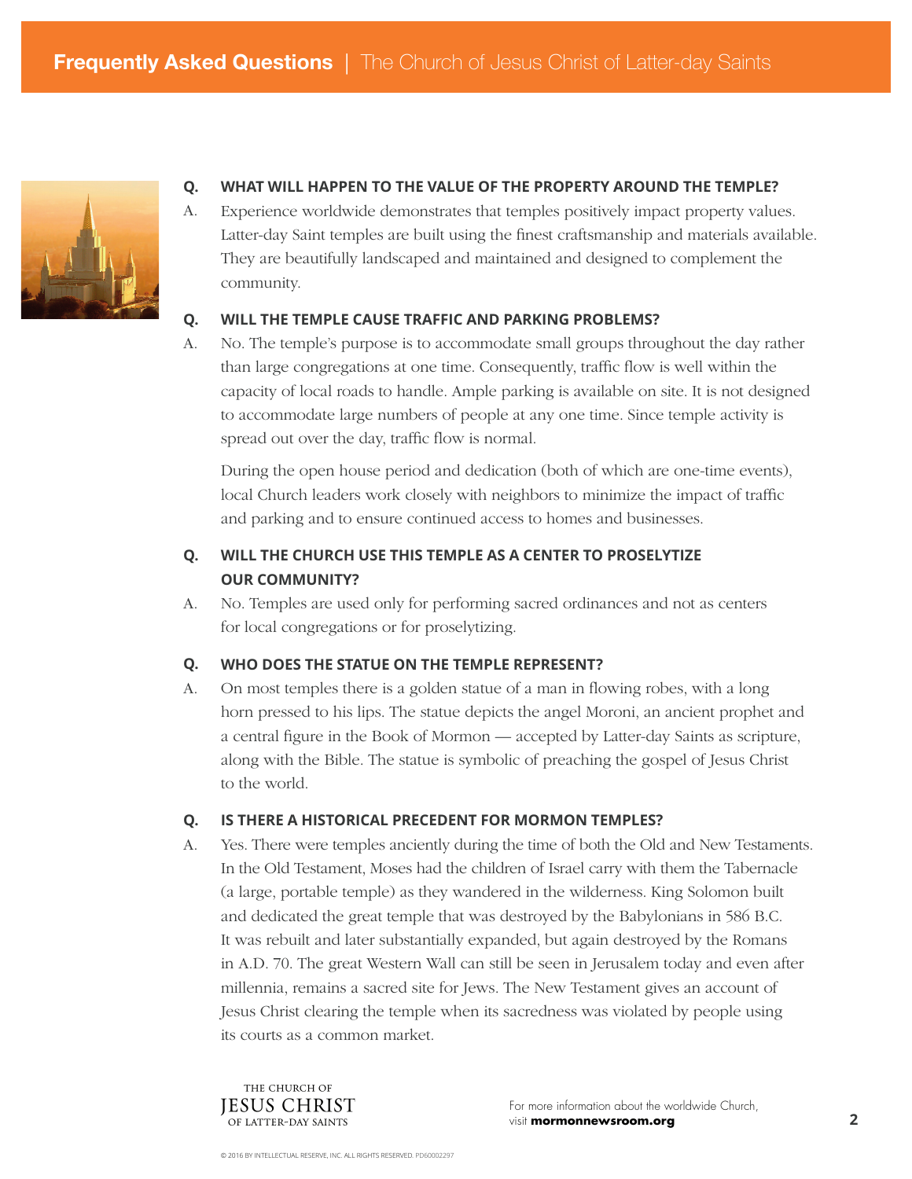**Q. WHAT WILL HAPPEN TO THE VALUE OF THE PROPERTY AROUND THE TEMPLE?**

A. Experience worldwide demonstrates that temples positively impact property values. Latter-day Saint temples are built using the finest craftsmanship and materials available. They are beautifully landscaped and maintained and designed to complement the community.

**Q. WILL THE TEMPLE CAUSE TRAFFIC AND PARKING PROBLEMS?**

A. No. The temple's purpose is to accommodate small groups throughout the day rather than large congregations at one time. Consequently, traffic flow is well within the capacity of local roads to handle. Ample parking is available on site. It is not designed to accommodate large numbers of people at any one time. Since temple activity is spread out over the day, traffic flow is normal.

During the open house period and dedication (both of which are one-time events), local Church leaders work closely with neighbors to minimize the impact of traffic and parking and to ensure continued access to homes and businesses.

**Q. WILL THE CHURCH USE THIS TEMPLE AS A CENTER TO PROSELYTIZE OUR COMMUNITY?**

A. No. Temples are used only for performing sacred ordinances and not as centers for local congregations or for proselytizing.

**Q. WHO DOES THE STATUE ON THE TEMPLE REPRESENT?**

A. On most temples there is a golden statue of a man in flowing robes, with a long horn pressed to his lips. The statue depicts the angel Moroni, an ancient prophet and a central figure in the Book of Mormon — accepted by Latter-day Saints as scripture, along with the Bible. The statue is symbolic of preaching the gospel of Jesus Christ to the world.

**Q. IS THERE A HISTORICAL PRECEDENT FOR MORMON TEMPLES?**

A. Yes. There were temples anciently during the time of both the Old and New Testaments. In the Old Testament, Moses had the children of Israel carry with them the Tabernacle (a large, portable temple) as they wandered in the wilderness. King Solomon built and dedicated the great temple that was destroyed by the Babylonians in 586 B.C. It was rebuilt and later substantially expanded, but again destroyed by the Romans in A.D. 70. The great Western Wall can still be seen in Jerusalem today and even after millennia, remains a sacred site for Jews. The New Testament gives an account of Jesus Christ clearing the temple when its sacredness was violated by people using its courts as a common market.

THE CHURCH OF JESUS CHRIST OF LATTER-DAY SAINTS

For more information about the worldwide Church, visit **mormonnewsroom.org**

© 2016 BY INTELLECTUAL RESERVE, INC. ALL RIGHTS RESERVED. PD60002297